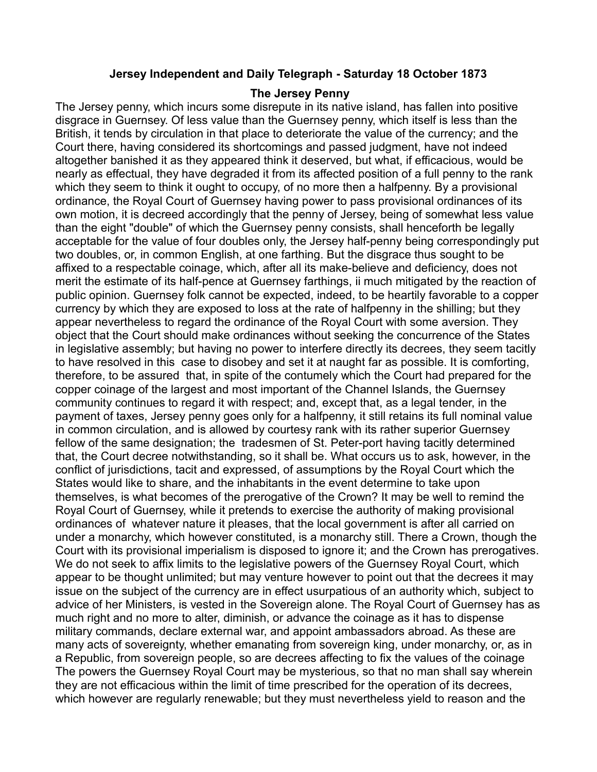**Jersey Independent and Daily Telegraph - Saturday 18 October 1873**

**The Jersey Penny**

The Jersey penny, which incurs some disrepute in its native island, has fallen into positive disgrace in Guernsey. Of less value than the Guernsey penny, which itself is less than the British, it tends by circulation in that place to deteriorate the value of the currency; and the Court there, having considered its shortcomings and passed judgment, have not indeed altogether banished it as they appeared think it deserved, but what, if efficacious, would be nearly as effectual, they have degraded it from its affected position of a full penny to the rank which they seem to think it ought to occupy, of no more then a halfpenny. By a provisional ordinance, the Royal Court of Guernsey having power to pass provisional ordinances of its own motion, it is decreed accordingly that the penny of Jersey, being of somewhat less value than the eight "double" of which the Guernsey penny consists, shall henceforth be legally acceptable for the value of four doubles only, the Jersey half-penny being correspondingly put two doubles, or, in common English, at one farthing. But the disgrace thus sought to be affixed to a respectable coinage, which, after all its make-believe and deficiency, does not merit the estimate of its half-pence at Guernsey farthings, ii much mitigated by the reaction of public opinion. Guernsey folk cannot be expected, indeed, to be heartily favorable to a copper currency by which they are exposed to loss at the rate of halfpenny in the shilling; but they appear nevertheless to regard the ordinance of the Royal Court with some aversion. They object that the Court should make ordinances without seeking the concurrence of the States in legislative assembly; but having no power to interfere directly its decrees, they seem tacitly to have resolved in this case to disobey and set it at naught far as possible. It is comforting, therefore, to be assured that, in spite of the contumely which the Court had prepared for the copper coinage of the largest and most important of the Channel Islands, the Guernsey community continues to regard it with respect; and, except that, as a legal tender, in the payment of taxes, Jersey penny goes only for a halfpenny, it still retains its full nominal value in common circulation, and is allowed by courtesy rank with its rather superior Guernsey fellow of the same designation; the tradesmen of St. Peter-port having tacitly determined that, the Court decree notwithstanding, so it shall be. What occurs us to ask, however, in the conflict of jurisdictions, tacit and expressed, of assumptions by the Royal Court which the States would like to share, and the inhabitants in the event determine to take upon themselves, is what becomes of the prerogative of the Crown? It may be well to remind the Royal Court of Guernsey, while it pretends to exercise the authority of making provisional ordinances of whatever nature it pleases, that the local government is after all carried on under a monarchy, which however constituted, is a monarchy still. There a Crown, though the Court with its provisional imperialism is disposed to ignore it; and the Crown has prerogatives. We do not seek to affix limits to the legislative powers of the Guernsey Royal Court, which appear to be thought unlimited; but may venture however to point out that the decrees it may issue on the subject of the currency are in effect usurpatious of an authority which, subject to advice of her Ministers, is vested in the Sovereign alone. The Royal Court of Guernsey has as much right and no more to alter, diminish, or advance the coinage as it has to dispense military commands, declare external war, and appoint ambassadors abroad. As these are many acts of sovereignty, whether emanating from sovereign king, under monarchy, or, as in a Republic, from sovereign people, so are decrees affecting to fix the values of the coinage The powers the Guernsey Royal Court may be mysterious, so that no man shall say wherein they are not efficacious within the limit of time prescribed for the operation of its decrees, which however are regularly renewable; but they must nevertheless yield to reason and the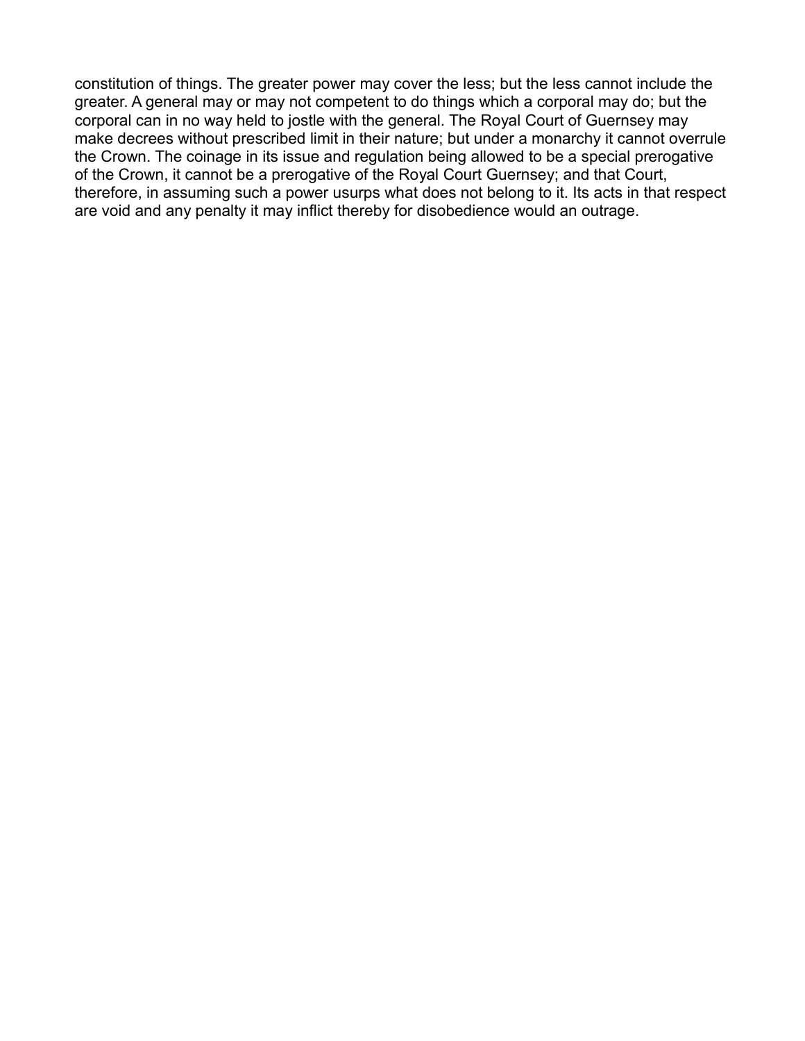constitution of things. The greater power may cover the less; but the less cannot include the greater. A general may or may not competent to do things which a corporal may do; but the corporal can in no way held to jostle with the general. The Royal Court of Guernsey may make decrees without prescribed limit in their nature; but under a monarchy it cannot overrule the Crown. The coinage in its issue and regulation being allowed to be a special prerogative of the Crown, it cannot be a prerogative of the Royal Court Guernsey; and that Court, therefore, in assuming such a power usurps what does not belong to it. Its acts in that respect are void and any penalty it may inflict thereby for disobedience would an outrage.